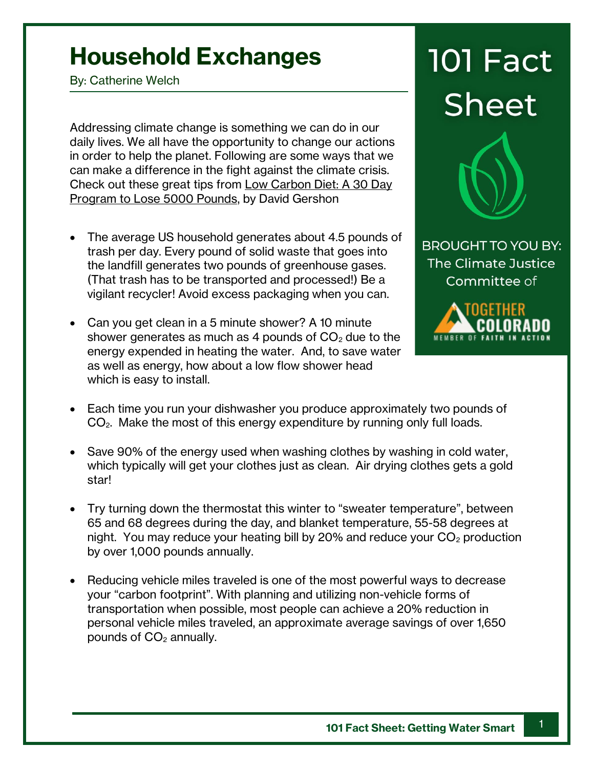# Household Exchanges

By: Catherine Welch

# 101 Fact Sheet

BROUGHT TO YOU BY: The Climate Justice Committee of

TOGETHER COLORADO
MEMBER OF FAITH IN ACTION

Addressing climate change is something we can do in our daily lives. We all have the opportunity to change our actions in order to help the planet. Following are some ways that we can make a difference in the fight against the climate crisis. Check out these great tips from Low Carbon Diet: A 30 Day Program to Lose 5000 Pounds, by David Gershon

- The average US household generates about 4.5 pounds of trash per day. Every pound of solid waste that goes into the landfill generates two pounds of greenhouse gases. (That trash has to be transported and processed!) Be a vigilant recycler! Avoid excess packaging when you can.
- Can you get clean in a 5 minute shower? A 10 minute shower generates as much as 4 pounds of $CO_2$ due to the energy expended in heating the water. And, to save water as well as energy, how about a low flow shower head which is easy to install.
- Each time you run your dishwasher you produce approximately two pounds of $CO_2$. Make the most of this energy expenditure by running only full loads.
- Save 90% of the energy used when washing clothes by washing in cold water, which typically will get your clothes just as clean. Air drying clothes gets a gold star!
- Try turning down the thermostat this winter to “sweater temperature”, between 65 and 68 degrees during the day, and blanket temperature, 55-58 degrees at night. You may reduce your heating bill by 20% and reduce your $CO_2$ production by over 1,000 pounds annually.
- Reducing vehicle miles traveled is one of the most powerful ways to decrease your “carbon footprint”. With planning and utilizing non-vehicle forms of transportation when possible, most people can achieve a 20% reduction in personal vehicle miles traveled, an approximate average savings of over 1,650 pounds of $CO_2$ annually.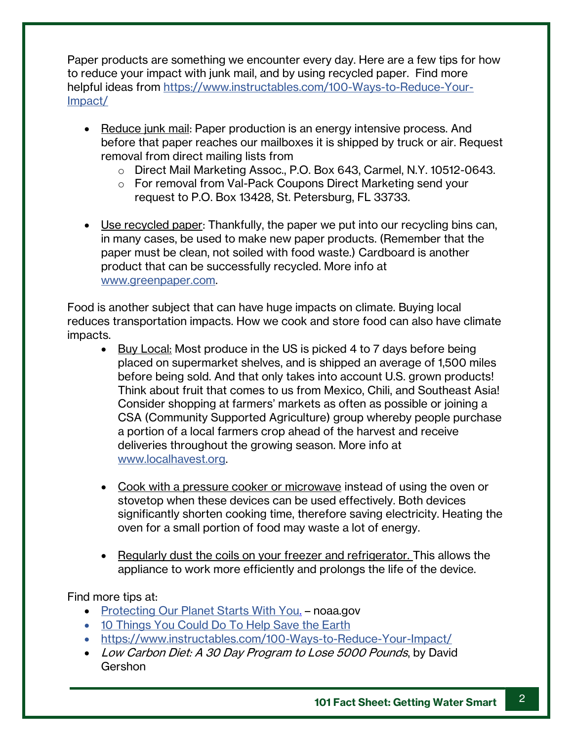Paper products are something we encounter every day. Here are a few tips for how to reduce your impact with junk mail, and by using recycled paper. Find more helpful ideas from [https://www.instructables.com/100-Ways-to-Reduce-Your-Impact/](https://www.instructables.com/100-Ways-to-Reduce-Your-Impact/)

- Reduce junk mail: Paper production is an energy intensive process. And before that paper reaches our mailboxes it is shipped by truck or air. Request removal from direct mailing lists from
  - Direct Mail Marketing Assoc., P.O. Box 643, Carmel, N.Y. 10512-0643.
  - For removal from Val-Pack Coupons Direct Marketing send your request to P.O. Box 13428, St. Petersburg, FL 33733.

- Use recycled paper: Thankfully, the paper we put into our recycling bins can, in many cases, be used to make new paper products. (Remember that the paper must be clean, not soiled with food waste.) Cardboard is another product that can be successfully recycled. More info at [www.greenpaper.com](http://www.greenpaper.com).

Food is another subject that can have huge impacts on climate. Buying local reduces transportation impacts. How we cook and store food can also have climate impacts.

- Buy Local: Most produce in the US is picked 4 to 7 days before being placed on supermarket shelves, and is shipped an average of 1,500 miles before being sold. And that only takes into account U.S. grown products! Think about fruit that comes to us from Mexico, Chili, and Southeast Asia! Consider shopping at farmers' markets as often as possible or joining a CSA (Community Supported Agriculture) group whereby people purchase a portion of a local farmers crop ahead of the harvest and receive deliveries throughout the growing season. More info at [www.localhavest.org](http://www.localhavest.org).

- Cook with a pressure cooker or microwave instead of using the oven or stovetop when these devices can be used effectively. Both devices significantly shorten cooking time, therefore saving electricity. Heating the oven for a small portion of food may waste a lot of energy.

- Regularly dust the coils on your freezer and refrigerator. This allows the appliance to work more efficiently and prolongs the life of the device.

Find more tips at:

- Protecting Our Planet Starts With You. – noaa.gov
- 10 Things You Could Do To Help Save the Earth
- [https://www.instructables.com/100-Ways-to-Reduce-Your-Impact/](https://www.instructables.com/100-Ways-to-Reduce-Your-Impact/)
- *Low Carbon Diet: A 30 Day Program to Lose 5000 Pounds*, by David Gershon